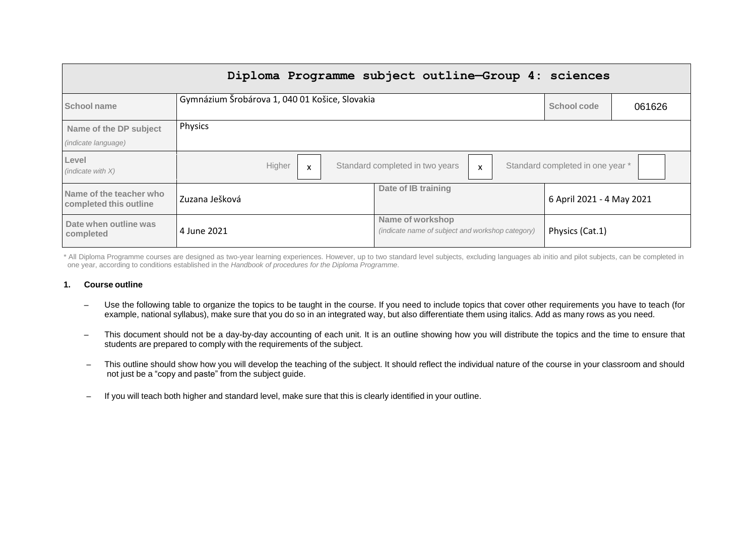# Diploma Programme subject outline—Group 4: sciences

| School name | Gymnázium Šrobárova 1, 040 01 Košice, Slovakia | | School code | 061626 |
|---|---|---|---|---|
| Name of the DP subject *(indicate language)* | Physics | | | |
| Level *(indicate with X)* | Higher: x | Standard completed in two years: x | Standard completed in one year *: | |
| Name of the teacher who completed this outline | Zuzana Ješková | Date of IB training | 6 April 2021 - 4 May 2021 | |
| Date when outline was completed | 4 June 2021 | Name of workshop *(indicate name of subject and workshop category)* | Physics (Cat.1) | |

\* All Diploma Programme courses are designed as two-year learning experiences. However, up to two standard level subjects, excluding languages ab initio and pilot subjects, can be completed in one year, according to conditions established in the *Handbook of procedures for the Diploma Programme*.

**1. Course outline**

- Use the following table to organize the topics to be taught in the course. If you need to include topics that cover other requirements you have to teach (for example, national syllabus), make sure that you do so in an integrated way, but also differentiate them using italics. Add as many rows as you need.
- This document should not be a day-by-day accounting of each unit. It is an outline showing how you will distribute the topics and the time to ensure that students are prepared to comply with the requirements of the subject.
- This outline should show how you will develop the teaching of the subject. It should reflect the individual nature of the course in your classroom and should not just be a "copy and paste" from the subject guide.
- If you will teach both higher and standard level, make sure that this is clearly identified in your outline.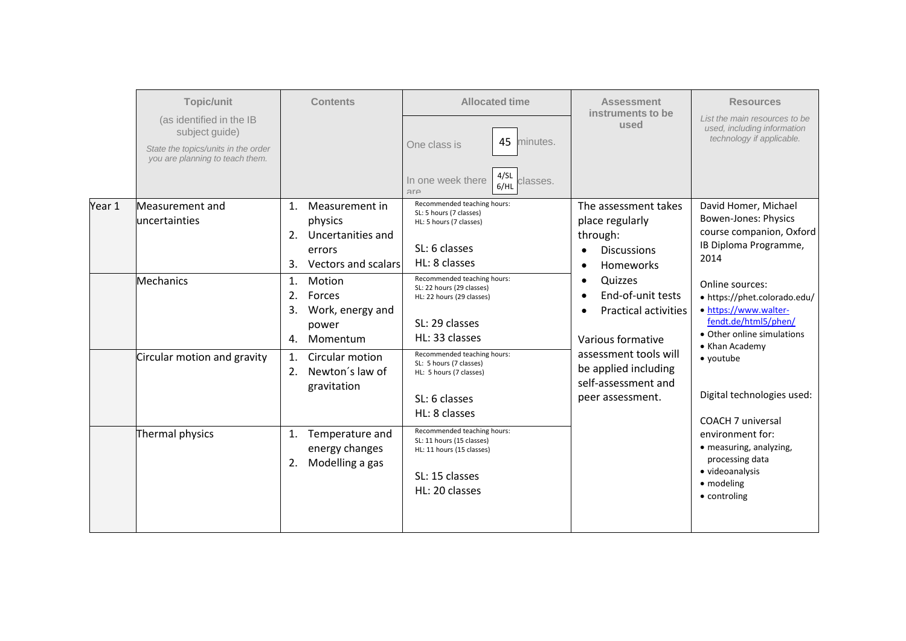| | Topic/unit (as identified in the IB subject guide) *State the topics/units in the order you are planning to teach them.* | Contents | Allocated time One class is 45 minutes. In one week there are 4/SL 6/HL classes. | Assessment instruments to be used | Resources *List the main resources to be used, including information technology if applicable.* |
|---|---|---|---|---|---|
| Year 1 | Measurement and uncertainties | 1. Measurement in physics<br>2. Uncertainties and errors<br>3. Vectors and scalars | Recommended teaching hours:<br>SL: 5 hours (7 classes)<br>HL: 5 hours (7 classes)<br><br>SL: 6 classes<br>HL: 8 classes | The assessment takes place regularly through:<br>• Discussions<br>• Homeworks<br>• Quizzes<br>• End-of-unit tests<br>• Practical activities<br><br>Various formative assessment tools will be applied including self-assessment and peer assessment. | David Homer, Michael Bowen-Jones: Physics course companion, Oxford IB Diploma Programme, 2014<br><br>Online sources:<br>• https://phet.colorado.edu/<br>• https://www.walter-fendt.de/html5/phen/<br>• Other online simulations<br>• Khan Academy<br>• youtube<br><br>Digital technologies used:<br><br>COACH 7 universal environment for:<br>• measuring, analyzing, processing data<br>• videoanalysis<br>• modeling<br>• controling |
| | Mechanics | 1. Motion<br>2. Forces<br>3. Work, energy and power<br>4. Momentum | Recommended teaching hours:<br>SL: 22 hours (29 classes)<br>HL: 22 hours (29 classes)<br><br>SL: 29 classes<br>HL: 33 classes | | |
| | Circular motion and gravity | 1. Circular motion<br>2. Newton´s law of gravitation | Recommended teaching hours:<br>SL: 5 hours (7 classes)<br>HL: 5 hours (7 classes)<br><br>SL: 6 classes<br>HL: 8 classes | | |
| | Thermal physics | 1. Temperature and energy changes<br>2. Modelling a gas | Recommended teaching hours:<br>SL: 11 hours (15 classes)<br>HL: 11 hours (15 classes)<br><br>SL: 15 classes<br>HL: 20 classes | | |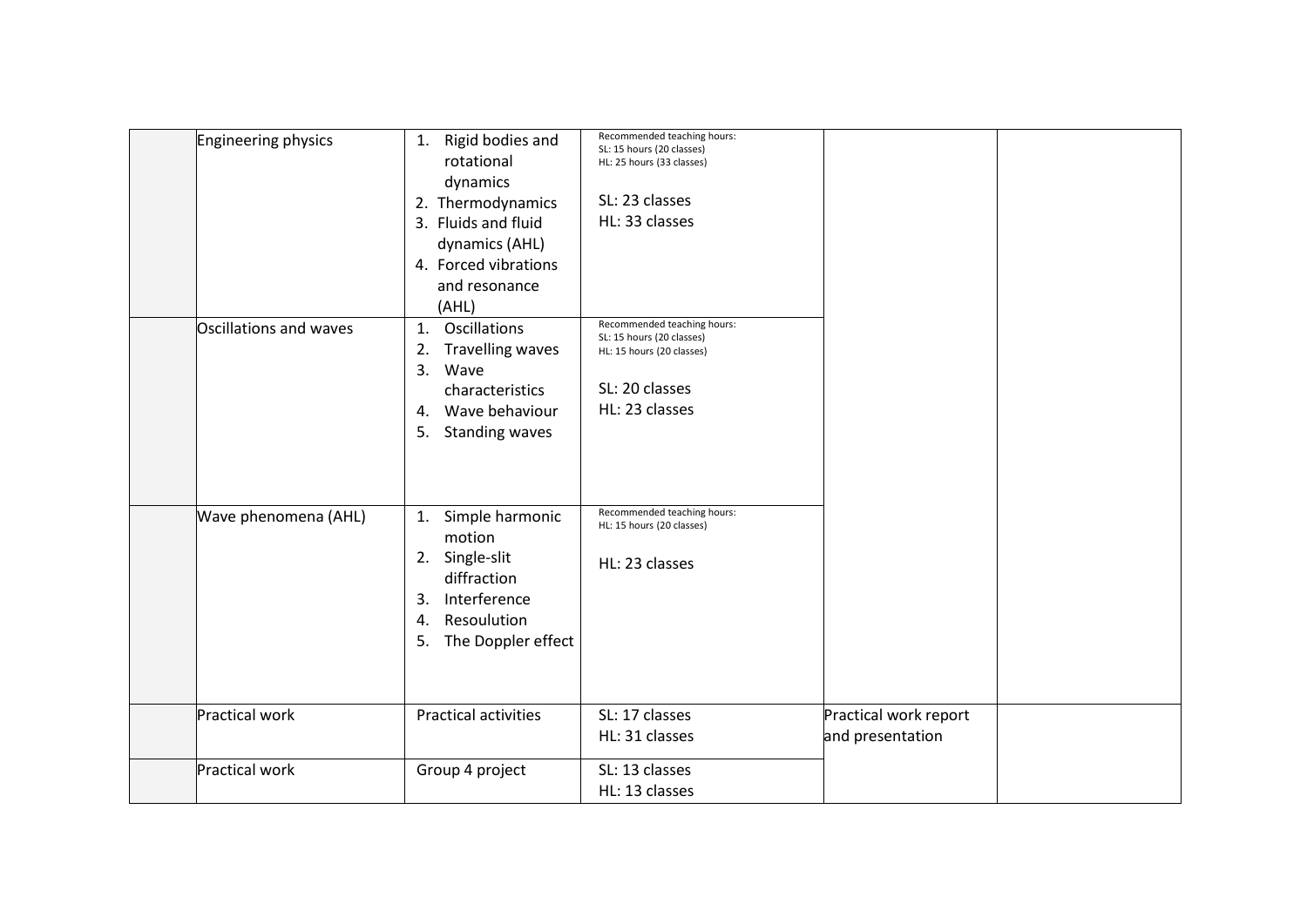| | | | | | |
|---|---|---|---|---|---|
| | Engineering physics | 1. Rigid bodies and rotational dynamics<br>2. Thermodynamics<br>3. Fluids and fluid dynamics (AHL)<br>4. Forced vibrations and resonance (AHL) | Recommended teaching hours:<br>SL: 15 hours (20 classes)<br>HL: 25 hours (33 classes)<br><br>SL: 23 classes<br>HL: 33 classes | | |
| | Oscillations and waves | 1. Oscillations<br>2. Travelling waves<br>3. Wave characteristics<br>4. Wave behaviour<br>5. Standing waves | Recommended teaching hours:<br>SL: 15 hours (20 classes)<br>HL: 15 hours (20 classes)<br><br>SL: 20 classes<br>HL: 23 classes | | |
| | Wave phenomena (AHL) | 1. Simple harmonic motion<br>2. Single-slit diffraction<br>3. Interference<br>4. Resoulution<br>5. The Doppler effect | Recommended teaching hours:<br>HL: 15 hours (20 classes)<br><br>HL: 23 classes | | |
| | Practical work | Practical activities | SL: 17 classes<br>HL: 31 classes | Practical work report and presentation | |
| | Practical work | Group 4 project | SL: 13 classes<br>HL: 13 classes | | |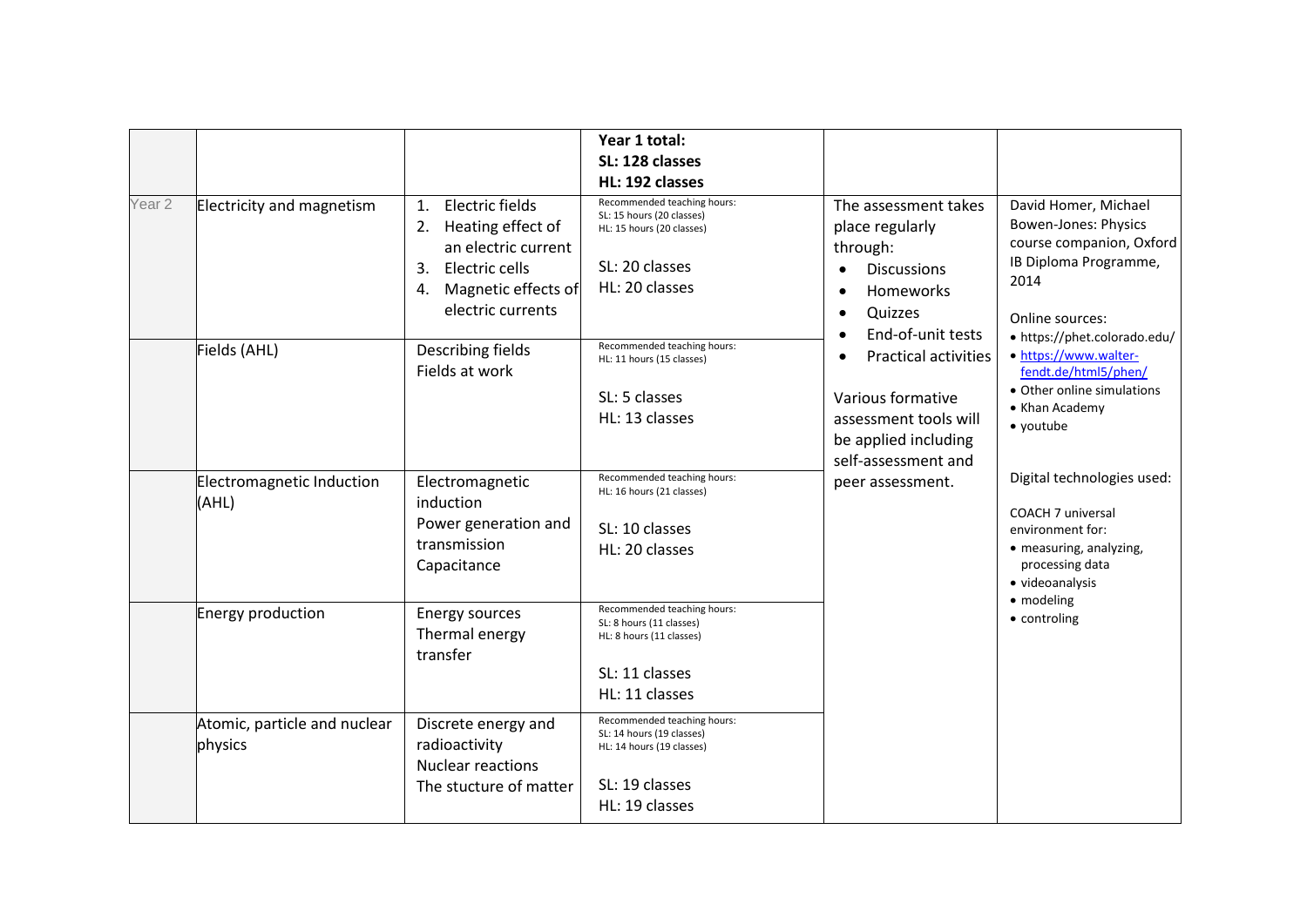| | | | Year 1 total:<br>**SL: 128 classes**<br>**HL: 192 classes** | | |
|---|---|---|---|---|---|
| Year 2 | Electricity and magnetism | 1. Electric fields<br>2. Heating effect of an electric current<br>3. Electric cells<br>4. Magnetic effects of electric currents | Recommended teaching hours:<br>SL: 15 hours (20 classes)<br>HL: 15 hours (20 classes)<br><br>SL: 20 classes<br>HL: 20 classes | The assessment takes place regularly through:<br>• Discussions<br>• Homeworks<br>• Quizzes<br>• End-of-unit tests<br>• Practical activities<br><br>Various formative assessment tools will be applied including self-assessment and peer assessment. | David Homer, Michael Bowen-Jones: Physics course companion, Oxford IB Diploma Programme, 2014<br><br>Online sources:<br>• https://phet.colorado.edu/<br>• https://www.walter-fendt.de/html5/phen/<br>• Other online simulations<br>• Khan Academy<br>• youtube<br><br>Digital technologies used:<br><br>COACH 7 universal environment for:<br>• measuring, analyzing, processing data<br>• videoanalysis<br>• modeling<br>• controling |
| | Fields (AHL) | Describing fields<br>Fields at work | Recommended teaching hours:<br>HL: 11 hours (15 classes)<br><br>SL: 5 classes<br>HL: 13 classes | | |
| | Electromagnetic Induction (AHL) | Electromagnetic induction<br>Power generation and transmission<br>Capacitance | Recommended teaching hours:<br>HL: 16 hours (21 classes)<br><br>SL: 10 classes<br>HL: 20 classes | | |
| | Energy production | Energy sources<br>Thermal energy transfer | Recommended teaching hours:<br>SL: 8 hours (11 classes)<br>HL: 8 hours (11 classes)<br><br>SL: 11 classes<br>HL: 11 classes | | |
| | Atomic, particle and nuclear physics | Discrete energy and radioactivity<br>Nuclear reactions<br>The stucture of matter | Recommended teaching hours:<br>SL: 14 hours (19 classes)<br>HL: 14 hours (19 classes)<br><br>SL: 19 classes<br>HL: 19 classes | | |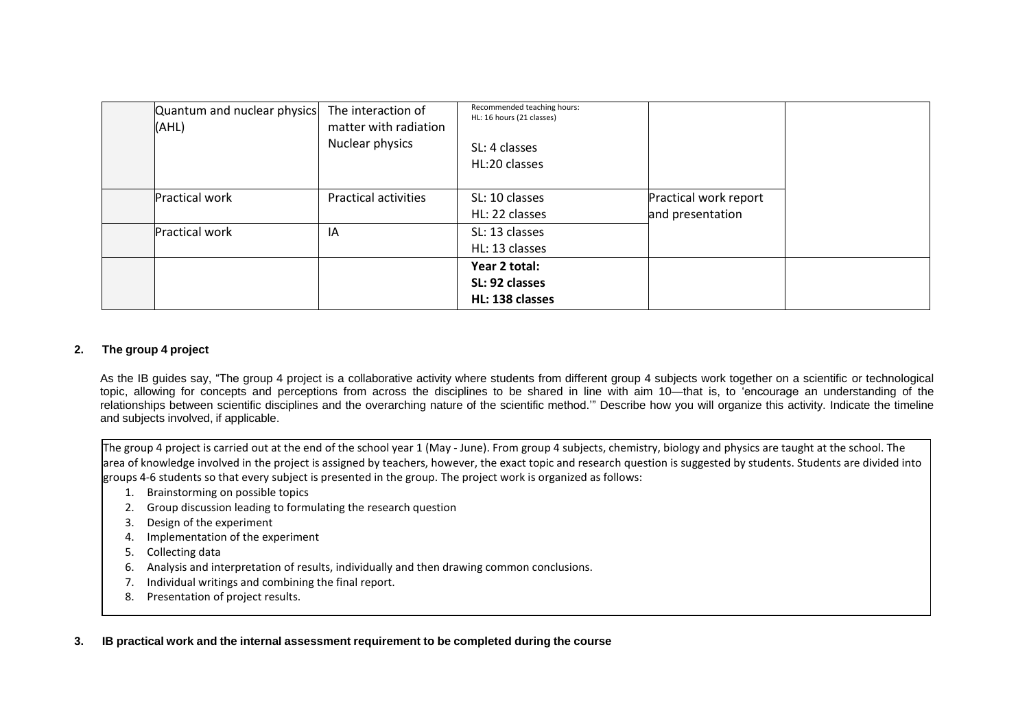| | Quantum and nuclear physics (AHL) | The interaction of matter with radiation<br>Nuclear physics | Recommended teaching hours:<br>HL: 16 hours (21 classes)<br><br>SL: 4 classes<br>HL:20 classes | | |
|---|---|---|---|---|---|
| | Practical work | Practical activities | SL: 10 classes<br>HL: 22 classes | Practical work report and presentation | |
| | Practical work | IA | SL: 13 classes<br>HL: 13 classes | | |
| | | | **Year 2 total:**<br>**SL: 92 classes**<br>**HL: 138 classes** | | |

## 2. The group 4 project

As the IB guides say, "The group 4 project is a collaborative activity where students from different group 4 subjects work together on a scientific or technological topic, allowing for concepts and perceptions from across the disciplines to be shared in line with aim 10—that is, to 'encourage an understanding of the relationships between scientific disciplines and the overarching nature of the scientific method.'" Describe how you will organize this activity. Indicate the timeline and subjects involved, if applicable.

The group 4 project is carried out at the end of the school year 1 (May - June). From group 4 subjects, chemistry, biology and physics are taught at the school. The area of knowledge involved in the project is assigned by teachers, however, the exact topic and research question is suggested by students. Students are divided into groups 4-6 students so that every subject is presented in the group. The project work is organized as follows:

1. Brainstorming on possible topics
2. Group discussion leading to formulating the research question
3. Design of the experiment
4. Implementation of the experiment
5. Collecting data
6. Analysis and interpretation of results, individually and then drawing common conclusions.
7. Individual writings and combining the final report.
8. Presentation of project results.

## 3. IB practical work and the internal assessment requirement to be completed during the course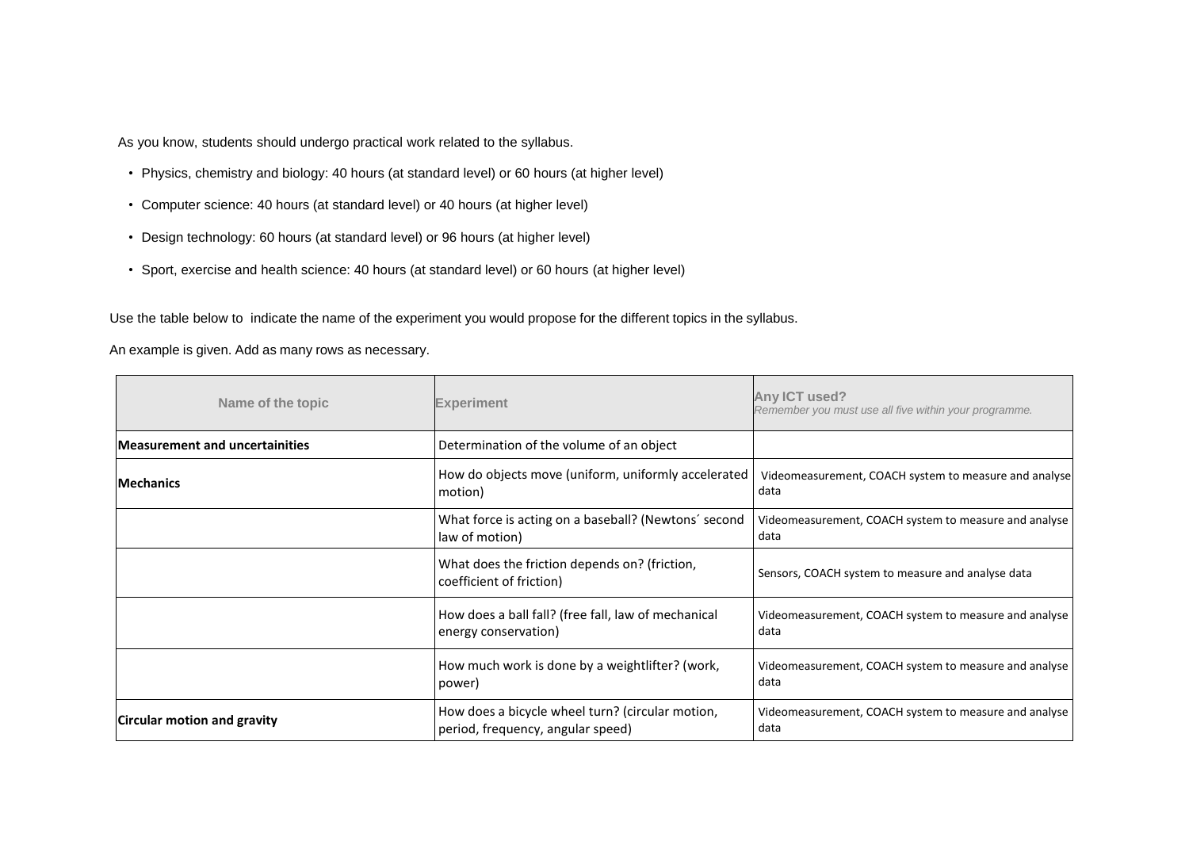As you know, students should undergo practical work related to the syllabus.

- Physics, chemistry and biology: 40 hours (at standard level) or 60 hours (at higher level)
- Computer science: 40 hours (at standard level) or 40 hours (at higher level)
- Design technology: 60 hours (at standard level) or 96 hours (at higher level)
- Sport, exercise and health science: 40 hours (at standard level) or 60 hours (at higher level)

Use the table below to indicate the name of the experiment you would propose for the different topics in the syllabus.

An example is given. Add as many rows as necessary.

| Name of the topic | Experiment | **Any ICT used?** *Remember you must use all five within your programme.* |
|---|---|---|
| **Measurement and uncertainities** | Determination of the volume of an object | |
| **Mechanics** | How do objects move (uniform, uniformly accelerated motion) | Videomeasurement, COACH system to measure and analyse data |
| | What force is acting on a baseball? (Newtons´ second law of motion) | Videomeasurement, COACH system to measure and analyse data |
| | What does the friction depends on? (friction, coefficient of friction) | Sensors, COACH system to measure and analyse data |
| | How does a ball fall? (free fall, law of mechanical energy conservation) | Videomeasurement, COACH system to measure and analyse data |
| | How much work is done by a weightlifter? (work, power) | Videomeasurement, COACH system to measure and analyse data |
| **Circular motion and gravity** | How does a bicycle wheel turn? (circular motion, period, frequency, angular speed) | Videomeasurement, COACH system to measure and analyse data |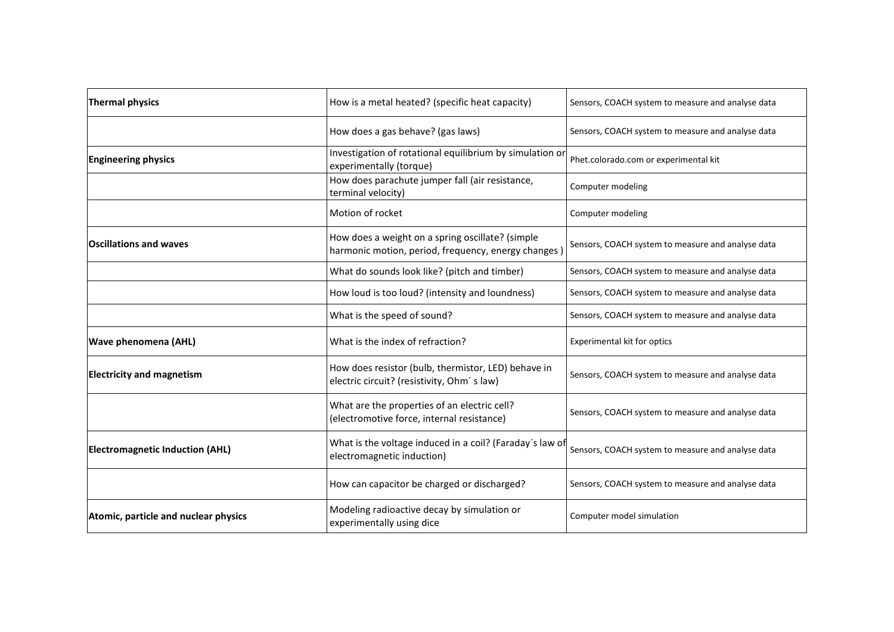| | | |
|---|---|---|
| **Thermal physics** | How is a metal heated? (specific heat capacity) | Sensors, COACH system to measure and analyse data |
| | How does a gas behave? (gas laws) | Sensors, COACH system to measure and analyse data |
| **Engineering physics** | Investigation of rotational equilibrium by simulation or experimentally (torque) | Phet.colorado.com or experimental kit |
| | How does parachute jumper fall (air resistance, terminal velocity) | Computer modeling |
| | Motion of rocket | Computer modeling |
| **Oscillations and waves** | How does a weight on a spring oscillate? (simple harmonic motion, period, frequency, energy changes ) | Sensors, COACH system to measure and analyse data |
| | What do sounds look like? (pitch and timber) | Sensors, COACH system to measure and analyse data |
| | How loud is too loud? (intensity and loundness) | Sensors, COACH system to measure and analyse data |
| | What is the speed of sound? | Sensors, COACH system to measure and analyse data |
| **Wave phenomena (AHL)** | What is the index of refraction? | Experimental kit for optics |
| **Electricity and magnetism** | How does resistor (bulb, thermistor, LED) behave in electric circuit? (resistivity, Ohm´ s law) | Sensors, COACH system to measure and analyse data |
| | What are the properties of an electric cell? (electromotive force, internal resistance) | Sensors, COACH system to measure and analyse data |
| **Electromagnetic Induction (AHL)** | What is the voltage induced in a coil? (Faraday´s law of electromagnetic induction) | Sensors, COACH system to measure and analyse data |
| | How can capacitor be charged or discharged? | Sensors, COACH system to measure and analyse data |
| **Atomic, particle and nuclear physics** | Modeling radioactive decay by simulation or experimentally using dice | Computer model simulation |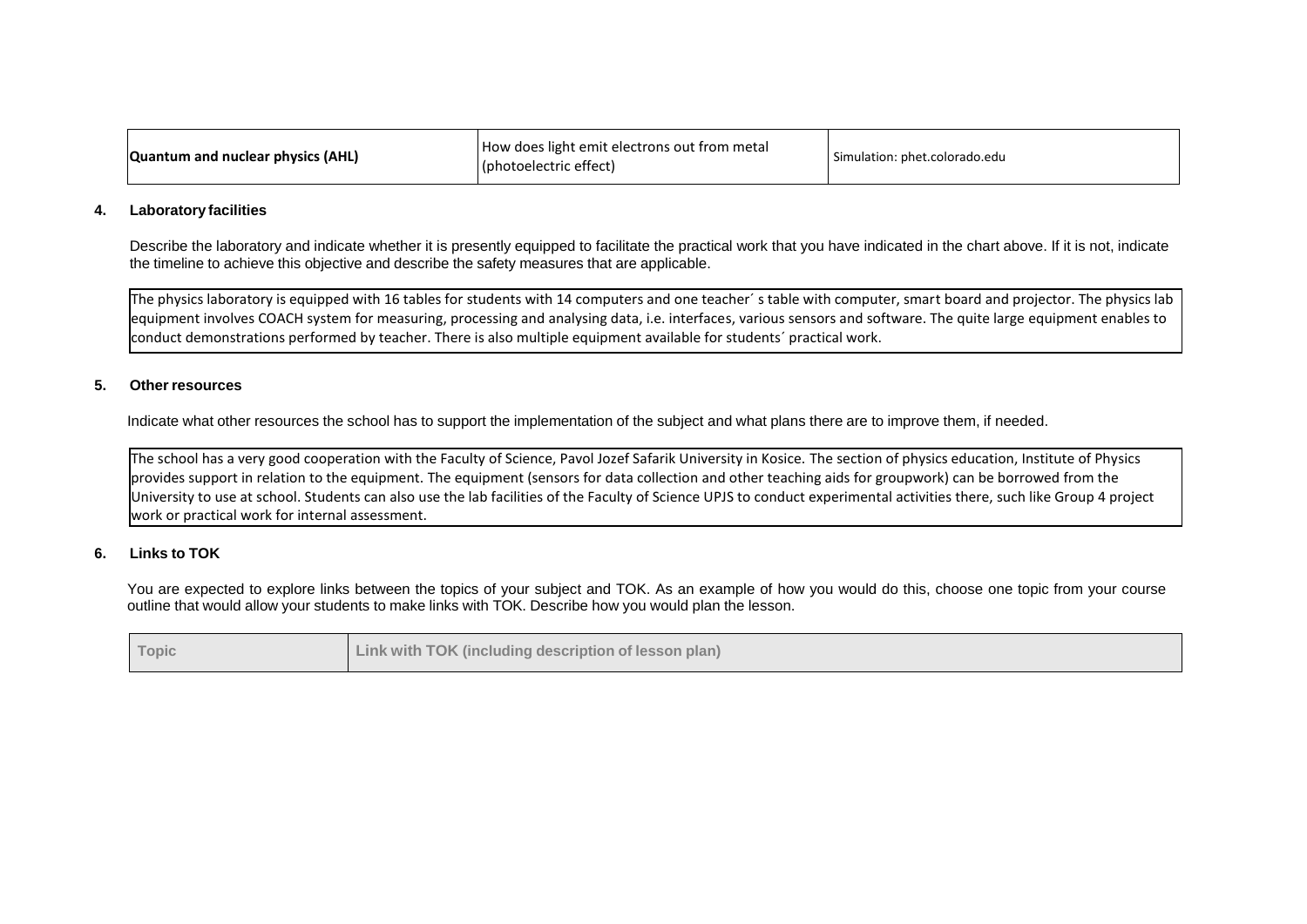| Quantum and nuclear physics (AHL) | How does light emit electrons out from metal (photoelectric effect) | Simulation: phet.colorado.edu |
|---|---|---|

**4. Laboratory facilities**

Describe the laboratory and indicate whether it is presently equipped to facilitate the practical work that you have indicated in the chart above. If it is not, indicate the timeline to achieve this objective and describe the safety measures that are applicable.

| The physics laboratory is equipped with 16 tables for students with 14 computers and one teacher´ s table with computer, smart board and projector. The physics lab equipment involves COACH system for measuring, processing and analysing data, i.e. interfaces, various sensors and software. The quite large equipment enables to conduct demonstrations performed by teacher. There is also multiple equipment available for students´ practical work. |
|---|

**5. Other resources**

Indicate what other resources the school has to support the implementation of the subject and what plans there are to improve them, if needed.

| The school has a very good cooperation with the Faculty of Science, Pavol Jozef Safarik University in Kosice. The section of physics education, Institute of Physics provides support in relation to the equipment. The equipment (sensors for data collection and other teaching aids for groupwork) can be borrowed from the University to use at school. Students can also use the lab facilities of the Faculty of Science UPJS to conduct experimental activities there, such like Group 4 project work or practical work for internal assessment. |
|---|

**6. Links to TOK**

You are expected to explore links between the topics of your subject and TOK. As an example of how you would do this, choose one topic from your course outline that would allow your students to make links with TOK. Describe how you would plan the lesson.

| Topic | Link with TOK (including description of lesson plan) |
|---|---|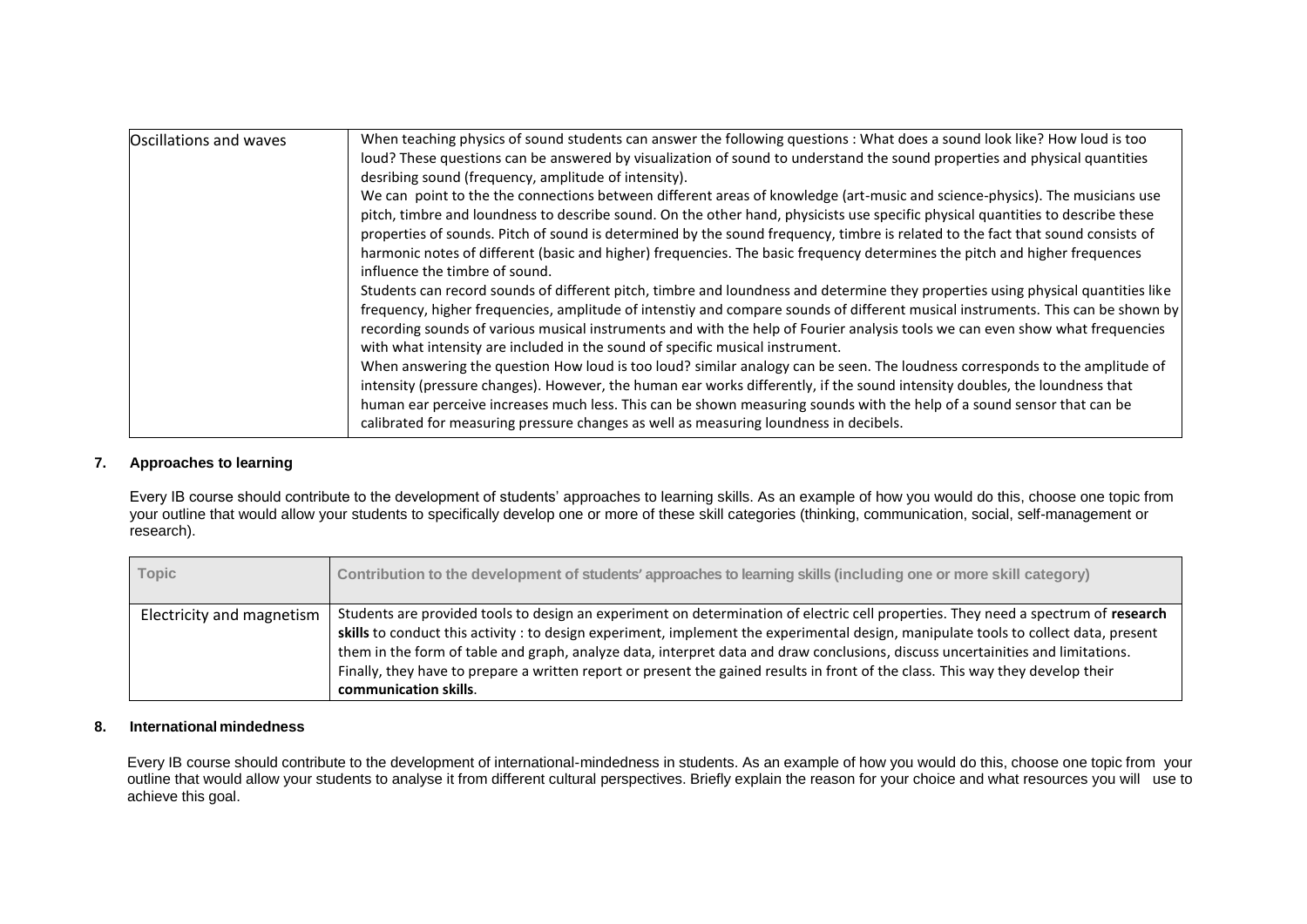| | |
|---|---|
| Oscillations and waves | When teaching physics of sound students can answer the following questions : What does a sound look like? How loud is too loud? These questions can be answered by visualization of sound to understand the sound properties and physical quantities desribing sound (frequency, amplitude of intensity).<br>We can point to the the connections between different areas of knowledge (art-music and science-physics). The musicians use pitch, timbre and loudness to describe sound. On the other hand, physicists use specific physical quantities to describe these properties of sounds. Pitch of sound is determined by the sound frequency, timbre is related to the fact that sound consists of harmonic notes of different (basic and higher) frequencies. The basic frequency determines the pitch and higher frequences influence the timbre of sound.<br>Students can record sounds of different pitch, timbre and loudness and determine they properties using physical quantities like frequency, higher frequencies, amplitude of intenstiy and compare sounds of different musical instruments. This can be shown by recording sounds of various musical instruments and with the help of Fourier analysis tools we can even show what frequencies with what intensity are included in the sound of specific musical instrument.<br>When answering the question How loud is too loud? similar analogy can be seen. The loudness corresponds to the amplitude of intensity (pressure changes). However, the human ear works differently, if the sound intensity doubles, the loudness that human ear perceive increases much less. This can be shown measuring sounds with the help of a sound sensor that can be calibrated for measuring pressure changes as well as measuring loundness in decibels. |

## 7. Approaches to learning

Every IB course should contribute to the development of students' approaches to learning skills. As an example of how you would do this, choose one topic from your outline that would allow your students to specifically develop one or more of these skill categories (thinking, communication, social, self-management or research).

| Topic | Contribution to the development of students' approaches to learning skills (including one or more skill category) |
|---|---|
| Electricity and magnetism | Students are provided tools to design an experiment on determination of electric cell properties. They need a spectrum of **research skills** to conduct this activity : to design experiment, implement the experimental design, manipulate tools to collect data, present them in the form of table and graph, analyze data, interpret data and draw conclusions, discuss uncertainities and limitations. Finally, they have to prepare a written report or present the gained results in front of the class. This way they develop their **communication skills**. |

## 8. International mindedness

Every IB course should contribute to the development of international-mindedness in students. As an example of how you would do this, choose one topic from your outline that would allow your students to analyse it from different cultural perspectives. Briefly explain the reason for your choice and what resources you will use to achieve this goal.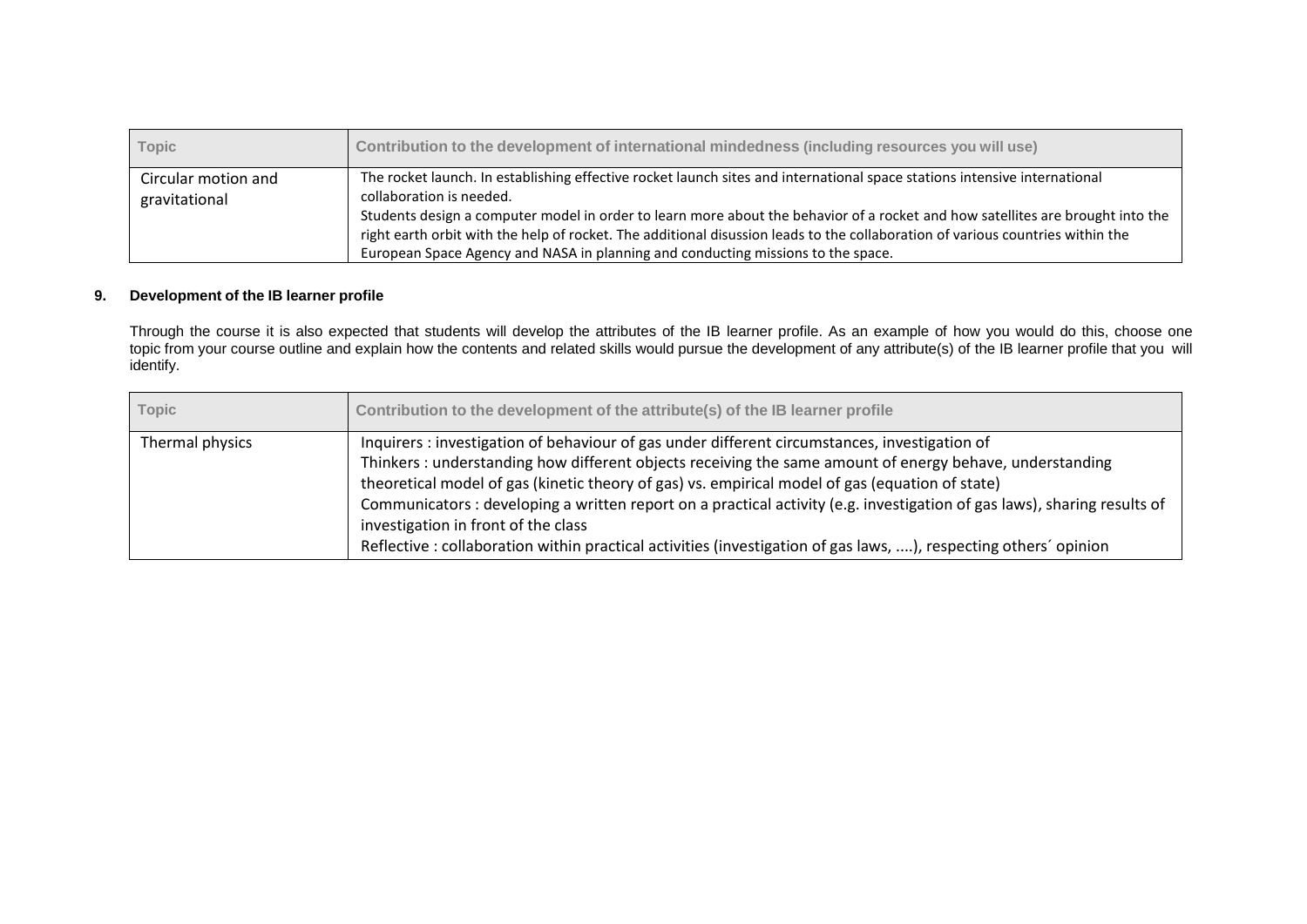| Topic | Contribution to the development of international mindedness (including resources you will use) |
|---|---|
| Circular motion and gravitational | The rocket launch. In establishing effective rocket launch sites and international space stations intensive international collaboration is needed.<br>Students design a computer model in order to learn more about the behavior of a rocket and how satellites are brought into the right earth orbit with the help of rocket. The additional disussion leads to the collaboration of various countries within the European Space Agency and NASA in planning and conducting missions to the space. |

## 9. Development of the IB learner profile

Through the course it is also expected that students will develop the attributes of the IB learner profile. As an example of how you would do this, choose one topic from your course outline and explain how the contents and related skills would pursue the development of any attribute(s) of the IB learner profile that you will identify.

| Topic | Contribution to the development of the attribute(s) of the IB learner profile |
|---|---|
| Thermal physics | Inquirers : investigation of behaviour of gas under different circumstances, investigation of<br>Thinkers : understanding how different objects receiving the same amount of energy behave, understanding theoretical model of gas (kinetic theory of gas) vs. empirical model of gas (equation of state)<br>Communicators : developing a written report on a practical activity (e.g. investigation of gas laws), sharing results of investigation in front of the class<br>Reflective : collaboration within practical activities (investigation of gas laws, ....), respecting others´ opinion |